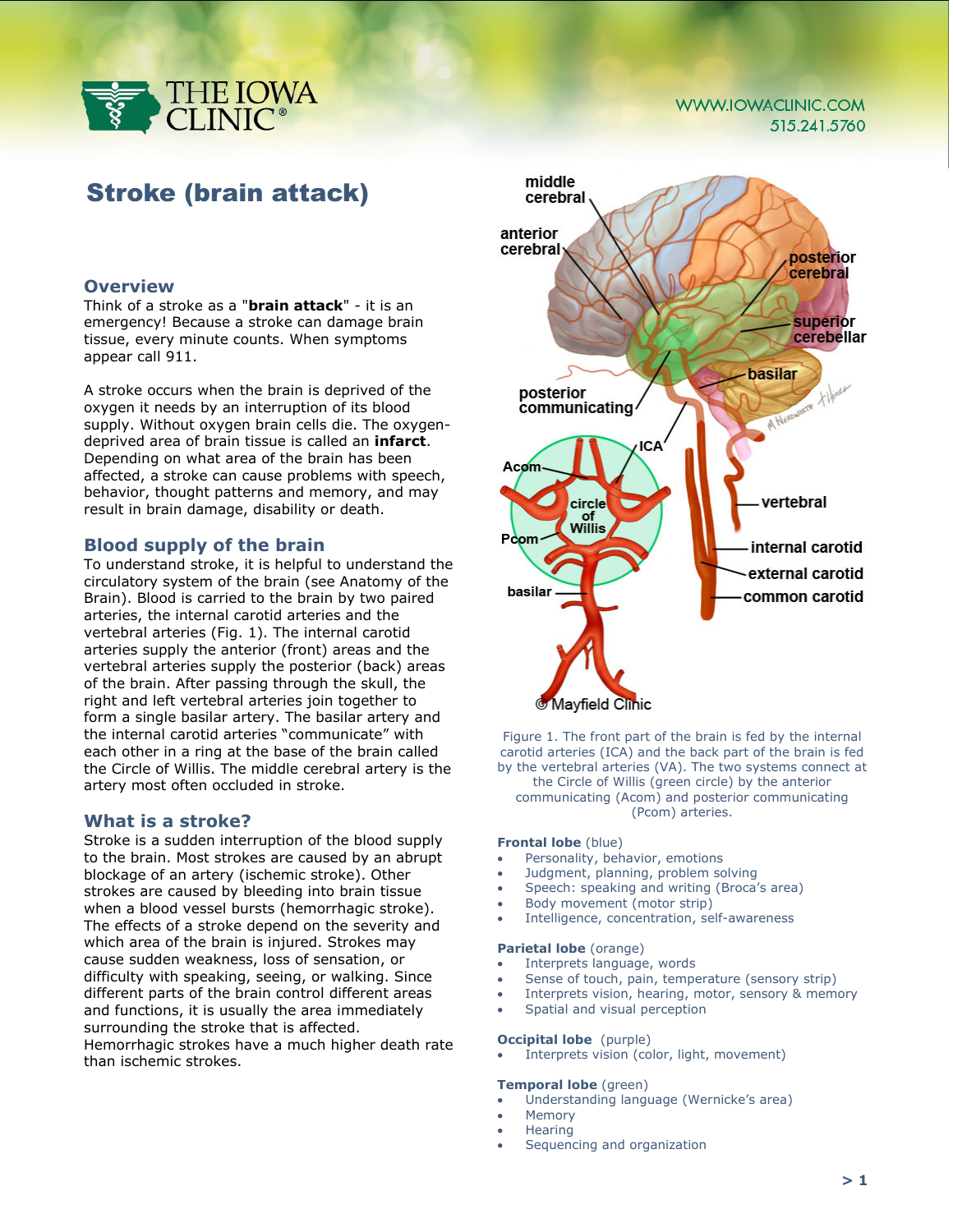# Stroke (brain attack)

## Overview

Think of a stroke as a "**brain attack**" - it is an emergency! Because a stroke can damage brain tissue, every minute counts. When symptoms appear call 911.

A stroke occurs when the brain is deprived of the oxygen it needs by an interruption of its blood supply. Without oxygen brain cells die. The oxygen-deprived area of brain tissue is called an **infarct**. Depending on what area of the brain has been affected, a stroke can cause problems with speech, behavior, thought patterns and memory, and may result in brain damage, disability or death.

## Blood supply of the brain

To understand stroke, it is helpful to understand the circulatory system of the brain (see Anatomy of the Brain). Blood is carried to the brain by two paired arteries, the internal carotid arteries and the vertebral arteries (Fig. 1). The internal carotid arteries supply the anterior (front) areas and the vertebral arteries supply the posterior (back) areas of the brain. After passing through the skull, the right and left vertebral arteries join together to form a single basilar artery. The basilar artery and the internal carotid arteries "communicate" with each other in a ring at the base of the brain called the Circle of Willis. The middle cerebral artery is the artery most often occluded in stroke.

## What is a stroke?

Stroke is a sudden interruption of the blood supply to the brain. Most strokes are caused by an abrupt blockage of an artery (ischemic stroke). Other strokes are caused by bleeding into brain tissue when a blood vessel bursts (hemorrhagic stroke). The effects of a stroke depend on the severity and which area of the brain is injured. Strokes may cause sudden weakness, loss of sensation, or difficulty with speaking, seeing, or walking. Since different parts of the brain control different areas and functions, it is usually the area immediately surrounding the stroke that is affected. Hemorrhagic strokes have a much higher death rate than ischemic strokes.

Figure 1. The front part of the brain is fed by the internal carotid arteries (ICA) and the back part of the brain is fed by the vertebral arteries (VA). The two systems connect at the Circle of Willis (green circle) by the anterior communicating (Acom) and posterior communicating (Pcom) arteries.

**Frontal lobe** (blue)
- Personality, behavior, emotions
- Judgment, planning, problem solving
- Speech: speaking and writing (Broca's area)
- Body movement (motor strip)
- Intelligence, concentration, self-awareness

**Parietal lobe** (orange)
- Interprets language, words
- Sense of touch, pain, temperature (sensory strip)
- Interprets vision, hearing, motor, sensory & memory
- Spatial and visual perception

**Occipital lobe** (purple)
- Interprets vision (color, light, movement)

**Temporal lobe** (green)
- Understanding language (Wernicke's area)
- Memory
- Hearing
- Sequencing and organization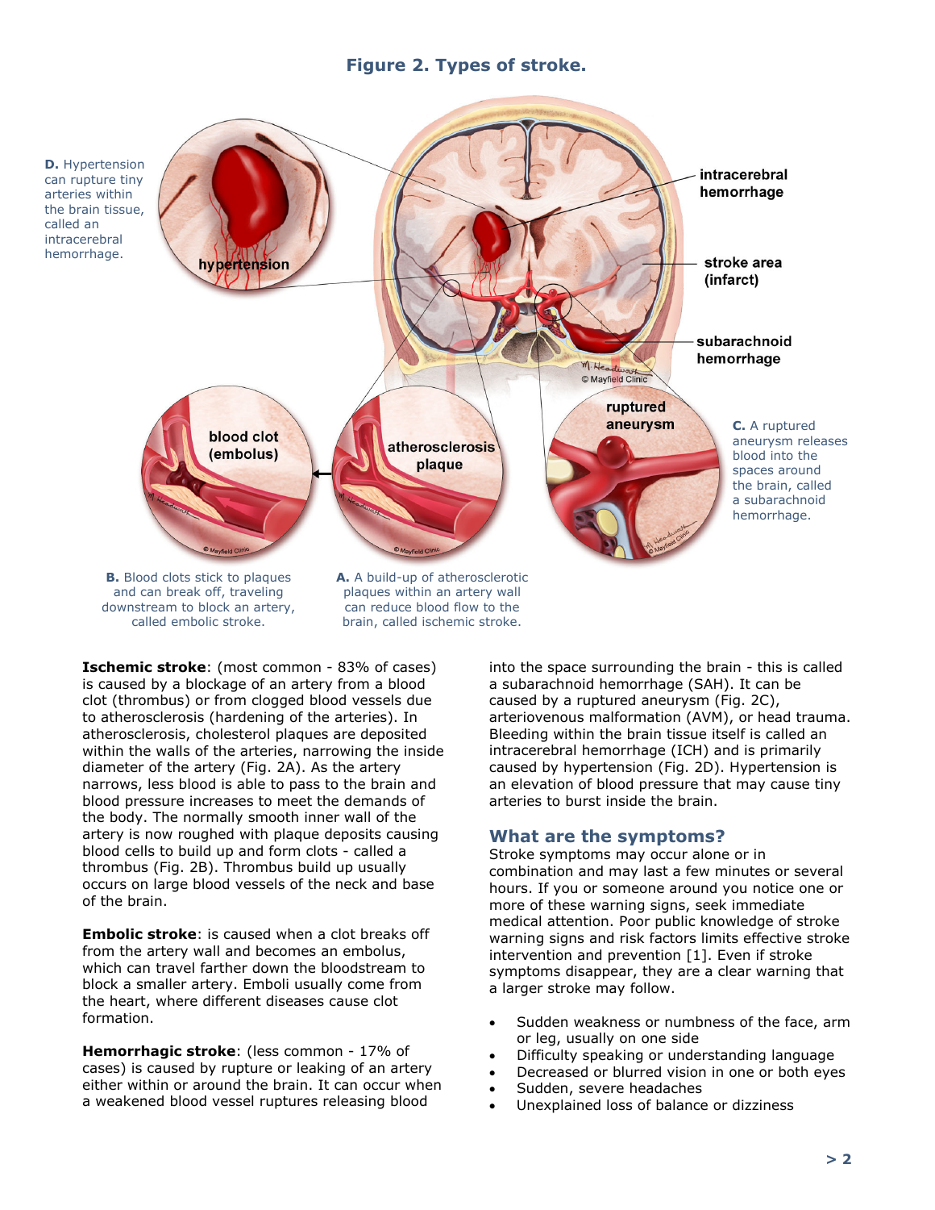### Figure 2. Types of stroke.

**D.** Hypertension can rupture tiny arteries within the brain tissue, called an intracerebral hemorrhage.

**C.** A ruptured aneurysm releases blood into the spaces around the brain, called a subarachnoid hemorrhage.

**B.** Blood clots stick to plaques and can break off, traveling downstream to block an artery, called embolic stroke.

**A.** A build-up of atherosclerotic plaques within an artery wall can reduce blood flow to the brain, called ischemic stroke.

**Ischemic stroke**: (most common - 83% of cases) is caused by a blockage of an artery from a blood clot (thrombus) or from clogged blood vessels due to atherosclerosis (hardening of the arteries). In atherosclerosis, cholesterol plaques are deposited within the walls of the arteries, narrowing the inside diameter of the artery (Fig. 2A). As the artery narrows, less blood is able to pass to the brain and blood pressure increases to meet the demands of the body. The normally smooth inner wall of the artery is now roughed with plaque deposits causing blood cells to build up and form clots - called a thrombus (Fig. 2B). Thrombus build up usually occurs on large blood vessels of the neck and base of the brain.

**Embolic stroke**: is caused when a clot breaks off from the artery wall and becomes an embolus, which can travel farther down the bloodstream to block a smaller artery. Emboli usually come from the heart, where different diseases cause clot formation.

**Hemorrhagic stroke**: (less common - 17% of cases) is caused by rupture or leaking of an artery either within or around the brain. It can occur when a weakened blood vessel ruptures releasing blood into the space surrounding the brain - this is called a subarachnoid hemorrhage (SAH). It can be caused by a ruptured aneurysm (Fig. 2C), arteriovenous malformation (AVM), or head trauma. Bleeding within the brain tissue itself is called an intracerebral hemorrhage (ICH) and is primarily caused by hypertension (Fig. 2D). Hypertension is an elevation of blood pressure that may cause tiny arteries to burst inside the brain.

## What are the symptoms?

Stroke symptoms may occur alone or in combination and may last a few minutes or several hours. If you or someone around you notice one or more of these warning signs, seek immediate medical attention. Poor public knowledge of stroke warning signs and risk factors limits effective stroke intervention and prevention [1]. Even if stroke symptoms disappear, they are a clear warning that a larger stroke may follow.

- Sudden weakness or numbness of the face, arm or leg, usually on one side
- Difficulty speaking or understanding language
- Decreased or blurred vision in one or both eyes
- Sudden, severe headaches
- Unexplained loss of balance or dizziness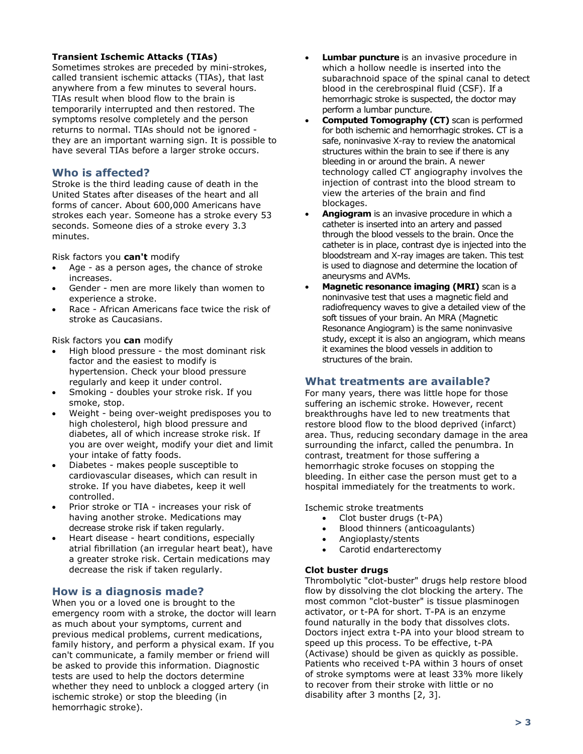### Transient Ischemic Attacks (TIAs)

Sometimes strokes are preceded by mini-strokes, called transient ischemic attacks (TIAs), that last anywhere from a few minutes to several hours. TIAs result when blood flow to the brain is temporarily interrupted and then restored. The symptoms resolve completely and the person returns to normal. TIAs should not be ignored - they are an important warning sign. It is possible to have several TIAs before a larger stroke occurs.

## Who is affected?

Stroke is the third leading cause of death in the United States after diseases of the heart and all forms of cancer. About 600,000 Americans have strokes each year. Someone has a stroke every 53 seconds. Someone dies of a stroke every 3.3 minutes.

Risk factors you **can't** modify

- Age - as a person ages, the chance of stroke increases.
- Gender - men are more likely than women to experience a stroke.
- Race - African Americans face twice the risk of stroke as Caucasians.

Risk factors you **can** modify

- High blood pressure - the most dominant risk factor and the easiest to modify is hypertension. Check your blood pressure regularly and keep it under control.
- Smoking - doubles your stroke risk. If you smoke, stop.
- Weight - being over-weight predisposes you to high cholesterol, high blood pressure and diabetes, all of which increase stroke risk. If you are over weight, modify your diet and limit your intake of fatty foods.
- Diabetes - makes people susceptible to cardiovascular diseases, which can result in stroke. If you have diabetes, keep it well controlled.
- Prior stroke or TIA - increases your risk of having another stroke. Medications may decrease stroke risk if taken regularly.
- Heart disease - heart conditions, especially atrial fibrillation (an irregular heart beat), have a greater stroke risk. Certain medications may decrease the risk if taken regularly.

## How is a diagnosis made?

When you or a loved one is brought to the emergency room with a stroke, the doctor will learn as much about your symptoms, current and previous medical problems, current medications, family history, and perform a physical exam. If you can't communicate, a family member or friend will be asked to provide this information. Diagnostic tests are used to help the doctors determine whether they need to unblock a clogged artery (in ischemic stroke) or stop the bleeding (in hemorrhagic stroke).

- **Lumbar puncture** is an invasive procedure in which a hollow needle is inserted into the subarachnoid space of the spinal canal to detect blood in the cerebrospinal fluid (CSF). If a hemorrhagic stroke is suspected, the doctor may perform a lumbar puncture.
- **Computed Tomography (CT)** scan is performed for both ischemic and hemorrhagic strokes. CT is a safe, noninvasive X-ray to review the anatomical structures within the brain to see if there is any bleeding in or around the brain. A newer technology called CT angiography involves the injection of contrast into the blood stream to view the arteries of the brain and find blockages.
- **Angiogram** is an invasive procedure in which a catheter is inserted into an artery and passed through the blood vessels to the brain. Once the catheter is in place, contrast dye is injected into the bloodstream and X-ray images are taken. This test is used to diagnose and determine the location of aneurysms and AVMs.
- **Magnetic resonance imaging (MRI)** scan is a noninvasive test that uses a magnetic field and radiofrequency waves to give a detailed view of the soft tissues of your brain. An MRA (Magnetic Resonance Angiogram) is the same noninvasive study, except it is also an angiogram, which means it examines the blood vessels in addition to structures of the brain.

## What treatments are available?

For many years, there was little hope for those suffering an ischemic stroke. However, recent breakthroughs have led to new treatments that restore blood flow to the blood deprived (infarct) area. Thus, reducing secondary damage in the area surrounding the infarct, called the penumbra. In contrast, treatment for those suffering a hemorrhagic stroke focuses on stopping the bleeding. In either case the person must get to a hospital immediately for the treatments to work.

Ischemic stroke treatments

- Clot buster drugs (t-PA)
- Blood thinners (anticoagulants)
- Angioplasty/stents
- Carotid endarterectomy

### Clot buster drugs

Thrombolytic "clot-buster" drugs help restore blood flow by dissolving the clot blocking the artery. The most common "clot-buster" is tissue plasminogen activator, or t-PA for short. T-PA is an enzyme found naturally in the body that dissolves clots. Doctors inject extra t-PA into your blood stream to speed up this process. To be effective, t-PA (Activase) should be given as quickly as possible. Patients who received t-PA within 3 hours of onset of stroke symptoms were at least 33% more likely to recover from their stroke with little or no disability after 3 months [2, 3].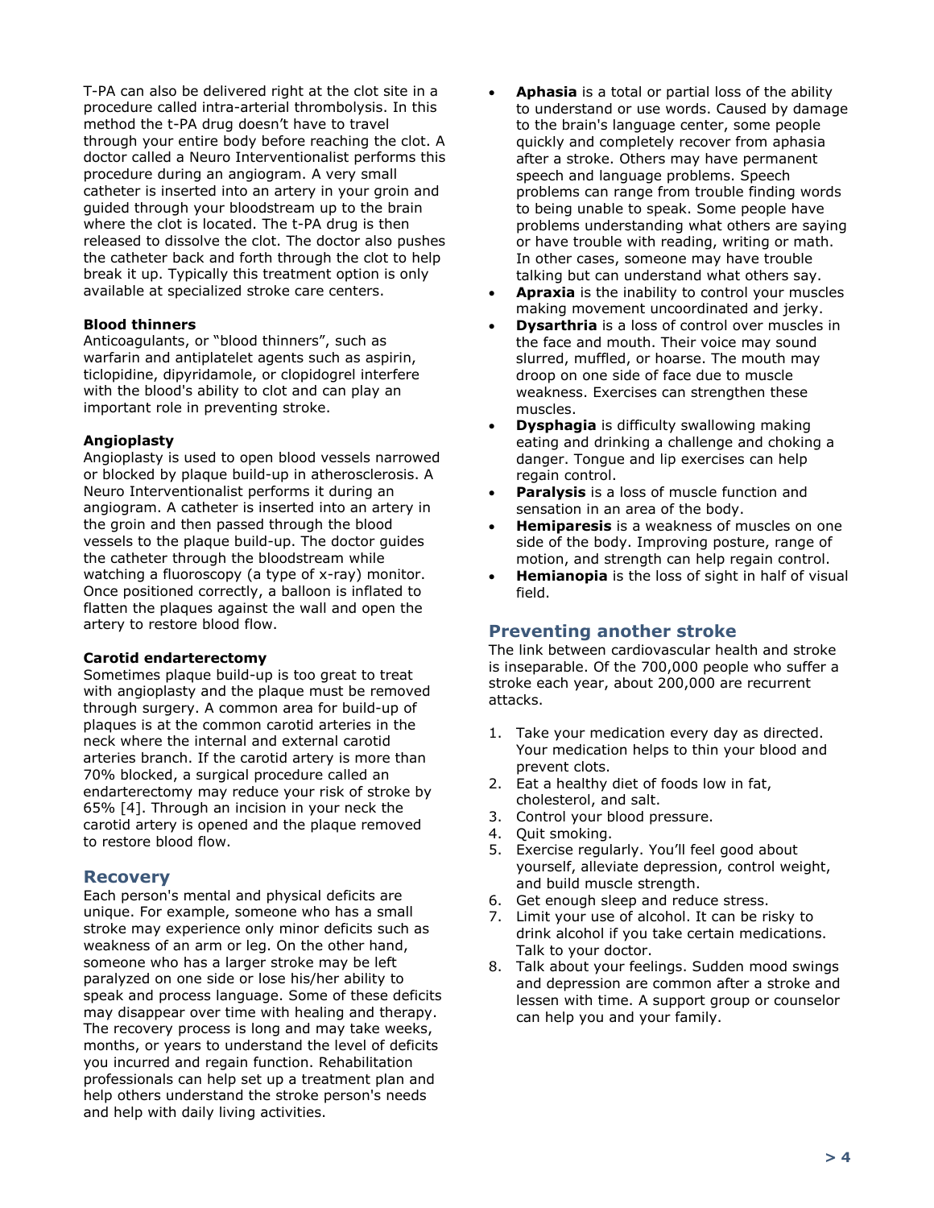T-PA can also be delivered right at the clot site in a procedure called intra-arterial thrombolysis. In this method the t-PA drug doesn't have to travel through your entire body before reaching the clot. A doctor called a Neuro Interventionalist performs this procedure during an angiogram. A very small catheter is inserted into an artery in your groin and guided through your bloodstream up to the brain where the clot is located. The t-PA drug is then released to dissolve the clot. The doctor also pushes the catheter back and forth through the clot to help break it up. Typically this treatment option is only available at specialized stroke care centers.

**Blood thinners**

Anticoagulants, or "blood thinners", such as warfarin and antiplatelet agents such as aspirin, ticlopidine, dipyridamole, or clopidogrel interfere with the blood's ability to clot and can play an important role in preventing stroke.

**Angioplasty**

Angioplasty is used to open blood vessels narrowed or blocked by plaque build-up in atherosclerosis. A Neuro Interventionalist performs it during an angiogram. A catheter is inserted into an artery in the groin and then passed through the blood vessels to the plaque build-up. The doctor guides the catheter through the bloodstream while watching a fluoroscopy (a type of x-ray) monitor. Once positioned correctly, a balloon is inflated to flatten the plaques against the wall and open the artery to restore blood flow.

**Carotid endarterectomy**

Sometimes plaque build-up is too great to treat with angioplasty and the plaque must be removed through surgery. A common area for build-up of plaques is at the common carotid arteries in the neck where the internal and external carotid arteries branch. If the carotid artery is more than 70% blocked, a surgical procedure called an endarterectomy may reduce your risk of stroke by 65% [4]. Through an incision in your neck the carotid artery is opened and the plaque removed to restore blood flow.

## Recovery

Each person's mental and physical deficits are unique. For example, someone who has a small stroke may experience only minor deficits such as weakness of an arm or leg. On the other hand, someone who has a larger stroke may be left paralyzed on one side or lose his/her ability to speak and process language. Some of these deficits may disappear over time with healing and therapy. The recovery process is long and may take weeks, months, or years to understand the level of deficits you incurred and regain function. Rehabilitation professionals can help set up a treatment plan and help others understand the stroke person's needs and help with daily living activities.

- **Aphasia** is a total or partial loss of the ability to understand or use words. Caused by damage to the brain's language center, some people quickly and completely recover from aphasia after a stroke. Others may have permanent speech and language problems. Speech problems can range from trouble finding words to being unable to speak. Some people have problems understanding what others are saying or have trouble with reading, writing or math. In other cases, someone may have trouble talking but can understand what others say.
- **Apraxia** is the inability to control your muscles making movement uncoordinated and jerky.
- **Dysarthria** is a loss of control over muscles in the face and mouth. Their voice may sound slurred, muffled, or hoarse. The mouth may droop on one side of face due to muscle weakness. Exercises can strengthen these muscles.
- **Dysphagia** is difficulty swallowing making eating and drinking a challenge and choking a danger. Tongue and lip exercises can help regain control.
- **Paralysis** is a loss of muscle function and sensation in an area of the body.
- **Hemiparesis** is a weakness of muscles on one side of the body. Improving posture, range of motion, and strength can help regain control.
- **Hemianopia** is the loss of sight in half of visual field.

## Preventing another stroke

The link between cardiovascular health and stroke is inseparable. Of the 700,000 people who suffer a stroke each year, about 200,000 are recurrent attacks.

1. Take your medication every day as directed. Your medication helps to thin your blood and prevent clots.
2. Eat a healthy diet of foods low in fat, cholesterol, and salt.
3. Control your blood pressure.
4. Quit smoking.
5. Exercise regularly. You'll feel good about yourself, alleviate depression, control weight, and build muscle strength.
6. Get enough sleep and reduce stress.
7. Limit your use of alcohol. It can be risky to drink alcohol if you take certain medications. Talk to your doctor.
8. Talk about your feelings. Sudden mood swings and depression are common after a stroke and lessen with time. A support group or counselor can help you and your family.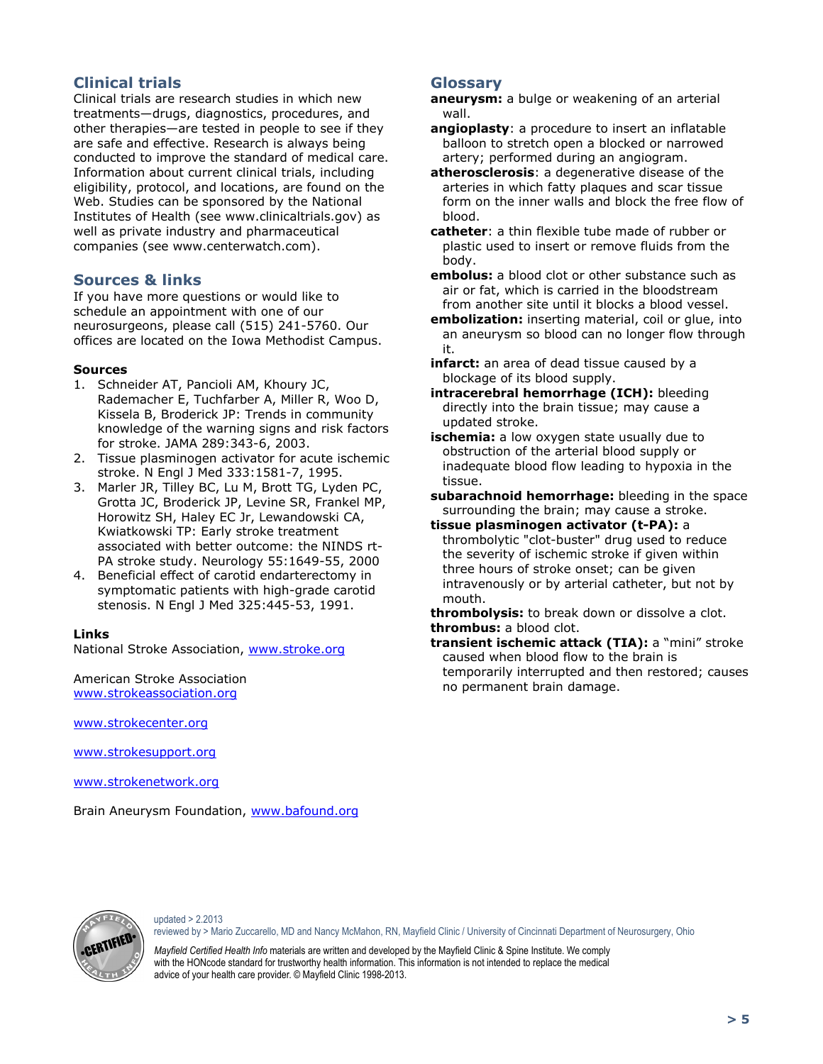## Clinical trials

Clinical trials are research studies in which new treatments—drugs, diagnostics, procedures, and other therapies—are tested in people to see if they are safe and effective. Research is always being conducted to improve the standard of medical care. Information about current clinical trials, including eligibility, protocol, and locations, are found on the Web. Studies can be sponsored by the National Institutes of Health (see www.clinicaltrials.gov) as well as private industry and pharmaceutical companies (see www.centerwatch.com).

## Sources & links

If you have more questions or would like to schedule an appointment with one of our neurosurgeons, please call (515) 241-5760. Our offices are located on the Iowa Methodist Campus.

### Sources

1. Schneider AT, Pancioli AM, Khoury JC, Rademacher E, Tuchfarber A, Miller R, Woo D, Kissela B, Broderick JP: Trends in community knowledge of the warning signs and risk factors for stroke. JAMA 289:343-6, 2003.
2. Tissue plasminogen activator for acute ischemic stroke. N Engl J Med 333:1581-7, 1995.
3. Marler JR, Tilley BC, Lu M, Brott TG, Lyden PC, Grotta JC, Broderick JP, Levine SR, Frankel MP, Horowitz SH, Haley EC Jr, Lewandowski CA, Kwiatkowski TP: Early stroke treatment associated with better outcome: the NINDS rt-PA stroke study. Neurology 55:1649-55, 2000
4. Beneficial effect of carotid endarterectomy in symptomatic patients with high-grade carotid stenosis. N Engl J Med 325:445-53, 1991.

### Links

National Stroke Association, www.stroke.org

American Stroke Association
www.strokeassociation.org

www.strokecenter.org

www.strokesupport.org

www.strokenetwork.org

Brain Aneurysm Foundation, www.bafound.org

## Glossary

**aneurysm:** a bulge or weakening of an arterial wall.

**angioplasty**: a procedure to insert an inflatable balloon to stretch open a blocked or narrowed artery; performed during an angiogram.

**atherosclerosis**: a degenerative disease of the arteries in which fatty plaques and scar tissue form on the inner walls and block the free flow of blood.

**catheter**: a thin flexible tube made of rubber or plastic used to insert or remove fluids from the body.

**embolus:** a blood clot or other substance such as air or fat, which is carried in the bloodstream from another site until it blocks a blood vessel.

**embolization:** inserting material, coil or glue, into an aneurysm so blood can no longer flow through it.

**infarct:** an area of dead tissue caused by a blockage of its blood supply.

**intracerebral hemorrhage (ICH):** bleeding directly into the brain tissue; may cause a updated stroke.

**ischemia:** a low oxygen state usually due to obstruction of the arterial blood supply or inadequate blood flow leading to hypoxia in the tissue.

**subarachnoid hemorrhage:** bleeding in the space surrounding the brain; may cause a stroke.

**tissue plasminogen activator (t-PA):** a thrombolytic "clot-buster" drug used to reduce the severity of ischemic stroke if given within three hours of stroke onset; can be given intravenously or by arterial catheter, but not by mouth.

**thrombolysis:** to break down or dissolve a clot.

**thrombus:** a blood clot.

**transient ischemic attack (TIA):** a "mini" stroke caused when blood flow to the brain is temporarily interrupted and then restored; causes no permanent brain damage.

updated > 2.2013
reviewed by > Mario Zuccarello, MD and Nancy McMahon, RN, Mayfield Clinic / University of Cincinnati Department of Neurosurgery, Ohio

*Mayfield Certified Health Info* materials are written and developed by the Mayfield Clinic & Spine Institute. We comply with the HONcode standard for trustworthy health information. This information is not intended to replace the medical advice of your health care provider. © Mayfield Clinic 1998-2013.